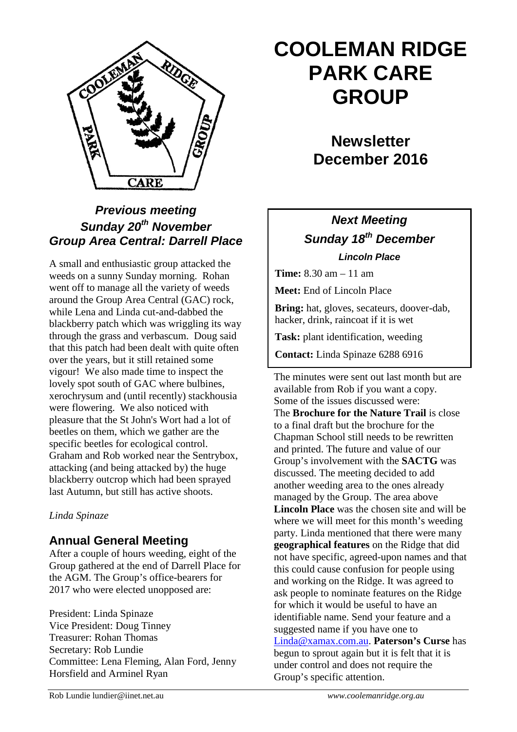# COOLEMAN RIDGE PARK CARE GROUP

## Newsletter December 2016

### *Previous meeting Sunday 20th November Group Area Central: Darrell Place*

A small and enthusiastic group attacked the weeds on a sunny Sunday morning. Rohan went off to manage all the variety of weeds around the Group Area Central (GAC) rock, while Lena and Linda cut-and-dabbed the blackberry patch which was wriggling its way through the grass and verbascum. Doug said that this patch had been dealt with quite often over the years, but it still retained some vigour! We also made time to inspect the lovely spot south of GAC where bulbines, xerochrysum and (until recently) stackhousia were flowering. We also noticed with pleasure that the St John's Wort had a lot of beetles on them, which we gather are the specific beetles for ecological control. Graham and Rob worked near the Sentrybox, attacking (and being attacked by) the huge blackberry outcrop which had been sprayed last Autumn, but still has active shoots.

*Linda Spinaze*

## Annual General Meeting

After a couple of hours weeding, eight of the Group gathered at the end of Darrell Place for the AGM. The Group's office-bearers for 2017 who were elected unopposed are:

President: Linda Spinaze
Vice President: Doug Tinney
Treasurer: Rohan Thomas
Secretary: Rob Lundie
Committee: Lena Fleming, Alan Ford, Jenny Horsfield and Arminel Ryan

### *Next Meeting Sunday 18th December*

***Lincoln Place***

**Time:** 8.30 am – 11 am

**Meet:** End of Lincoln Place

**Bring:** hat, gloves, secateurs, doover-dab, hacker, drink, raincoat if it is wet

**Task:** plant identification, weeding

**Contact:** Linda Spinaze 6288 6916

The minutes were sent out last month but are available from Rob if you want a copy. Some of the issues discussed were:
The **Brochure for the Nature Trail** is close to a final draft but the brochure for the Chapman School still needs to be rewritten and printed. The future and value of our Group's involvement with the **SACTG** was discussed. The meeting decided to add another weeding area to the ones already managed by the Group. The area above **Lincoln Place** was the chosen site and will be where we will meet for this month's weeding party. Linda mentioned that there were many **geographical features** on the Ridge that did not have specific, agreed-upon names and that this could cause confusion for people using and working on the Ridge. It was agreed to ask people to nominate features on the Ridge for which it would be useful to have an identifiable name. Send your feature and a suggested name if you have one to Linda@xamax.com.au. **Paterson's Curse** has begun to sprout again but it is felt that it is under control and does not require the Group's specific attention.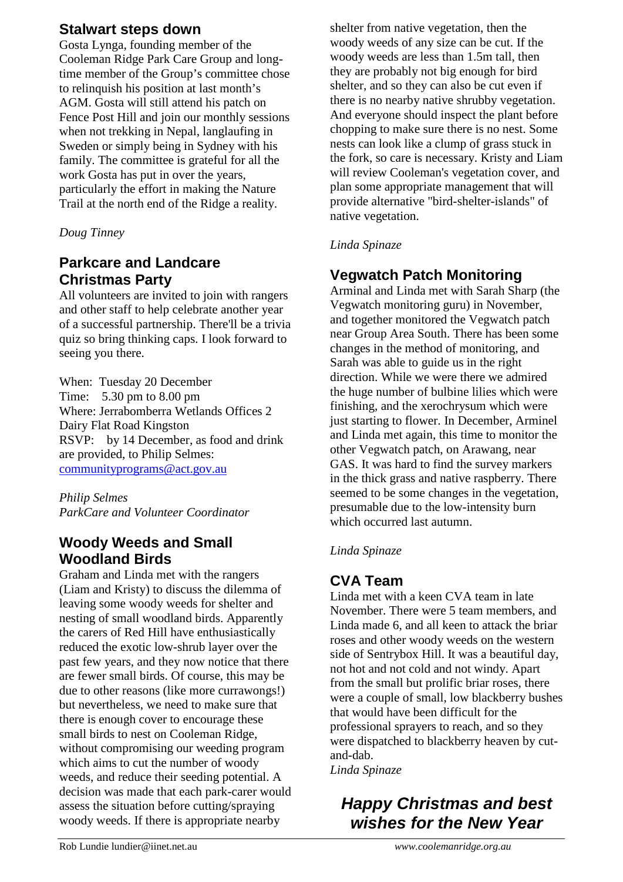## Stalwart steps down

Gosta Lynga, founding member of the Cooleman Ridge Park Care Group and long-time member of the Group's committee chose to relinquish his position at last month's AGM. Gosta will still attend his patch on Fence Post Hill and join our monthly sessions when not trekking in Nepal, langlaufing in Sweden or simply being in Sydney with his family. The committee is grateful for all the work Gosta has put in over the years, particularly the effort in making the Nature Trail at the north end of the Ridge a reality.

*Doug Tinney*

## Parkcare and Landcare Christmas Party

All volunteers are invited to join with rangers and other staff to help celebrate another year of a successful partnership. There'll be a trivia quiz so bring thinking caps. I look forward to seeing you there.

When: Tuesday 20 December
Time: 5.30 pm to 8.00 pm
Where: Jerrabomberra Wetlands Offices 2 Dairy Flat Road Kingston
RSVP: by 14 December, as food and drink are provided, to Philip Selmes: communityprograms@act.gov.au

*Philip Selmes*
*ParkCare and Volunteer Coordinator*

## Woody Weeds and Small Woodland Birds

Graham and Linda met with the rangers (Liam and Kristy) to discuss the dilemma of leaving some woody weeds for shelter and nesting of small woodland birds. Apparently the carers of Red Hill have enthusiastically reduced the exotic low-shrub layer over the past few years, and they now notice that there are fewer small birds. Of course, this may be due to other reasons (like more currawongs!) but nevertheless, we need to make sure that there is enough cover to encourage these small birds to nest on Cooleman Ridge, without compromising our weeding program which aims to cut the number of woody weeds, and reduce their seeding potential. A decision was made that each park-carer would assess the situation before cutting/spraying woody weeds. If there is appropriate nearby shelter from native vegetation, then the woody weeds of any size can be cut. If the woody weeds are less than 1.5m tall, then they are probably not big enough for bird shelter, and so they can also be cut even if there is no nearby native shrubby vegetation. And everyone should inspect the plant before chopping to make sure there is no nest. Some nests can look like a clump of grass stuck in the fork, so care is necessary. Kristy and Liam will review Cooleman's vegetation cover, and plan some appropriate management that will provide alternative "bird-shelter-islands" of native vegetation.

*Linda Spinaze*

## Vegwatch Patch Monitoring

Arminal and Linda met with Sarah Sharp (the Vegwatch monitoring guru) in November, and together monitored the Vegwatch patch near Group Area South. There has been some changes in the method of monitoring, and Sarah was able to guide us in the right direction. While we were there we admired the huge number of bulbine lilies which were finishing, and the xerochrysum which were just starting to flower. In December, Arminel and Linda met again, this time to monitor the other Vegwatch patch, on Arawang, near GAS. It was hard to find the survey markers in the thick grass and native raspberry. There seemed to be some changes in the vegetation, presumable due to the low-intensity burn which occurred last autumn.

*Linda Spinaze*

## CVA Team

Linda met with a keen CVA team in late November. There were 5 team members, and Linda made 6, and all keen to attack the briar roses and other woody weeds on the western side of Sentrybox Hill. It was a beautiful day, not hot and not cold and not windy. Apart from the small but prolific briar roses, there were a couple of small, low blackberry bushes that would have been difficult for the professional sprayers to reach, and so they were dispatched to blackberry heaven by cut-and-dab.

*Linda Spinaze*

## *Happy Christmas and best wishes for the New Year*